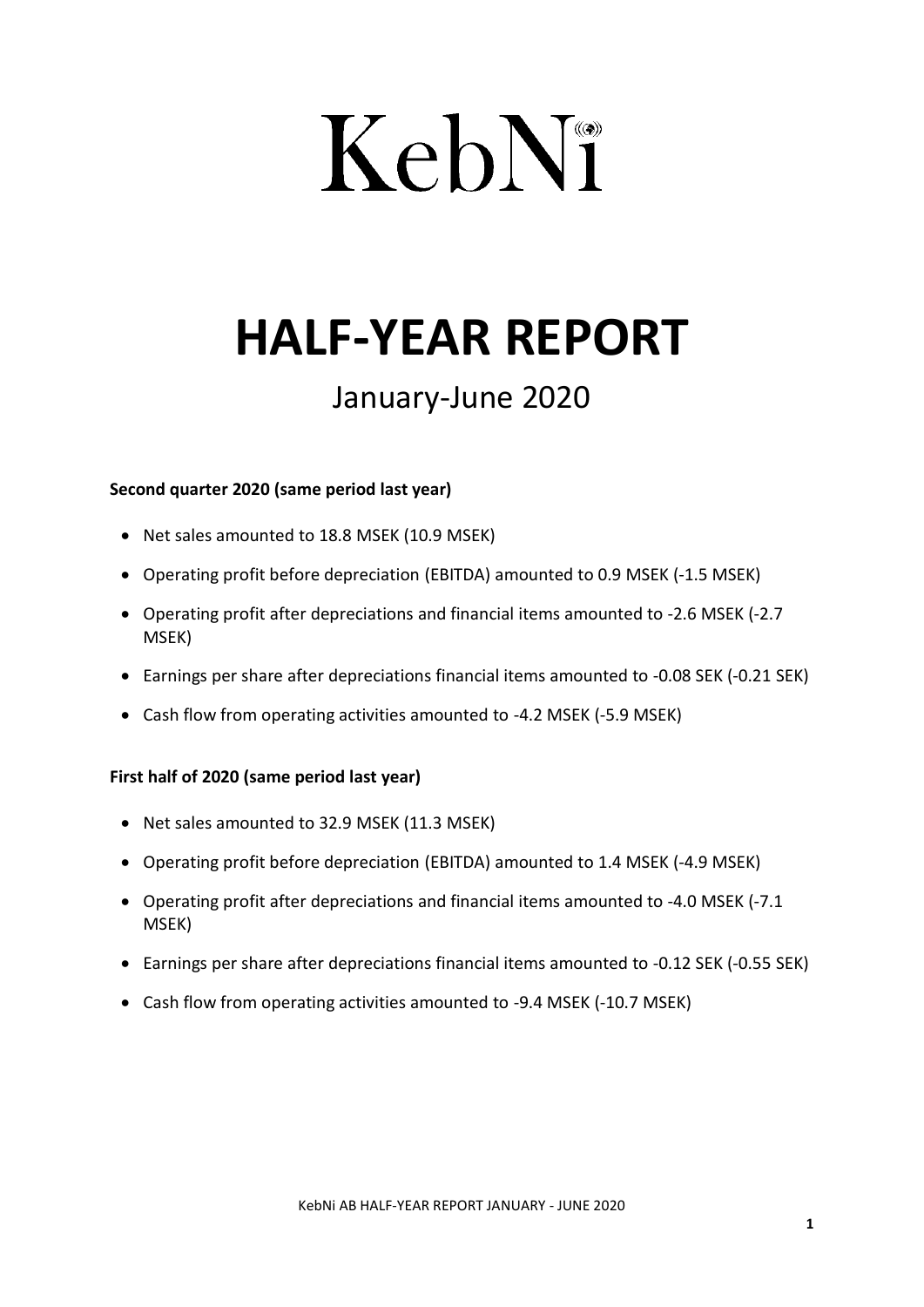# KebNi

# HALF-YEAR REPORT

## January-June 2020

**Second quarter 2020 (same period last year)**

- Net sales amounted to 18.8 MSEK (10.9 MSEK)
- Operating profit before depreciation (EBITDA) amounted to 0.9 MSEK (-1.5 MSEK)
- Operating profit after depreciations and financial items amounted to -2.6 MSEK (-2.7 MSEK)
- Earnings per share after depreciations financial items amounted to -0.08 SEK (-0.21 SEK)
- Cash flow from operating activities amounted to -4.2 MSEK (-5.9 MSEK)

**First half of 2020 (same period last year)**

- Net sales amounted to 32.9 MSEK (11.3 MSEK)
- Operating profit before depreciation (EBITDA) amounted to 1.4 MSEK (-4.9 MSEK)
- Operating profit after depreciations and financial items amounted to -4.0 MSEK (-7.1 MSEK)
- Earnings per share after depreciations financial items amounted to -0.12 SEK (-0.55 SEK)
- Cash flow from operating activities amounted to -9.4 MSEK (-10.7 MSEK)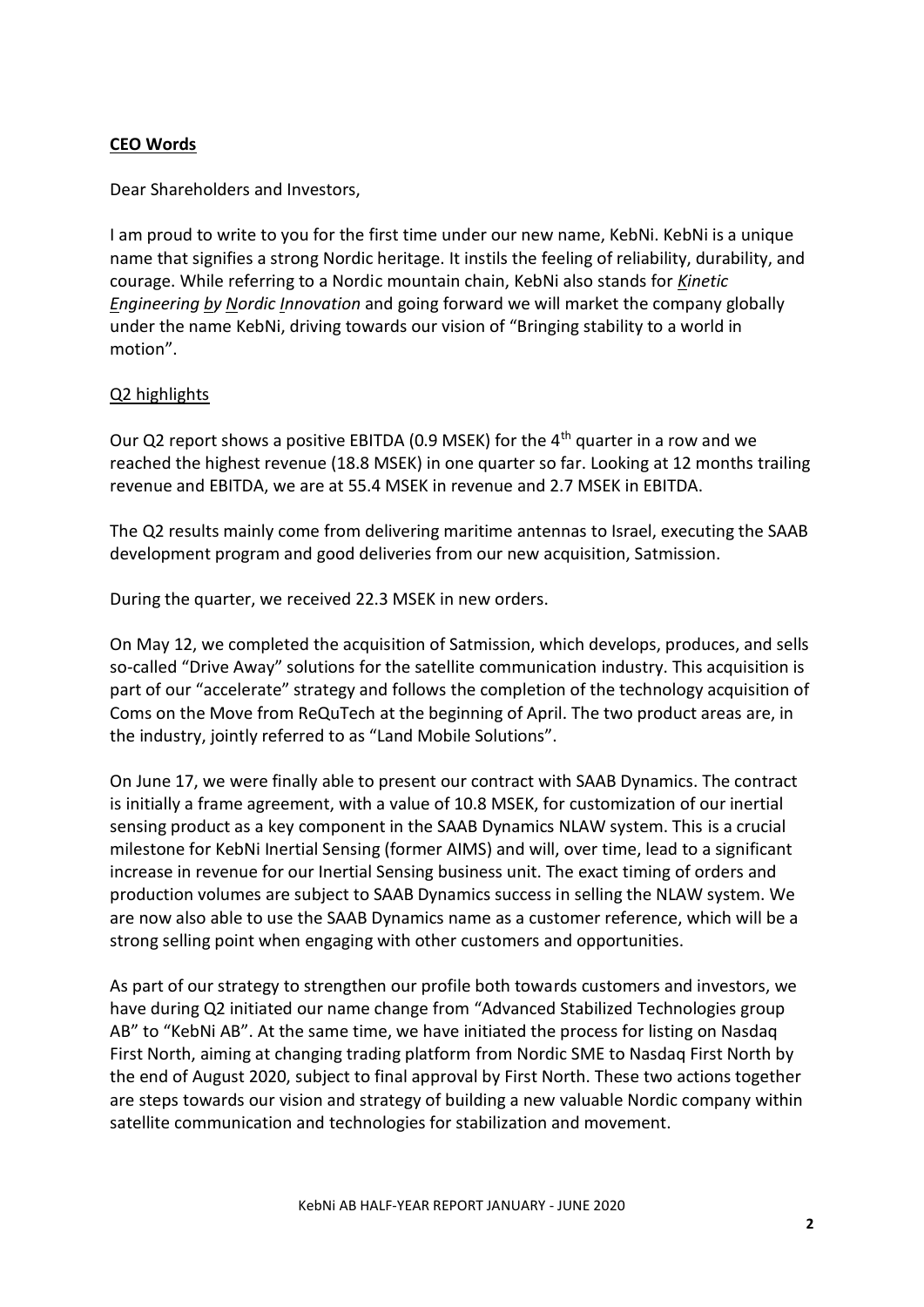## CEO Words

Dear Shareholders and Investors,

I am proud to write to you for the first time under our new name, KebNi. KebNi is a unique name that signifies a strong Nordic heritage. It instils the feeling of reliability, durability, and courage. While referring to a Nordic mountain chain, KebNi also stands for *Kinetic Engineering by Nordic Innovation* and going forward we will market the company globally under the name KebNi, driving towards our vision of "Bringing stability to a world in motion".

### Q2 highlights

Our Q2 report shows a positive EBITDA (0.9 MSEK) for the 4th quarter in a row and we reached the highest revenue (18.8 MSEK) in one quarter so far. Looking at 12 months trailing revenue and EBITDA, we are at 55.4 MSEK in revenue and 2.7 MSEK in EBITDA.

The Q2 results mainly come from delivering maritime antennas to Israel, executing the SAAB development program and good deliveries from our new acquisition, Satmission.

During the quarter, we received 22.3 MSEK in new orders.

On May 12, we completed the acquisition of Satmission, which develops, produces, and sells so-called "Drive Away" solutions for the satellite communication industry. This acquisition is part of our "accelerate" strategy and follows the completion of the technology acquisition of Coms on the Move from ReQuTech at the beginning of April. The two product areas are, in the industry, jointly referred to as "Land Mobile Solutions".

On June 17, we were finally able to present our contract with SAAB Dynamics. The contract is initially a frame agreement, with a value of 10.8 MSEK, for customization of our inertial sensing product as a key component in the SAAB Dynamics NLAW system. This is a crucial milestone for KebNi Inertial Sensing (former AIMS) and will, over time, lead to a significant increase in revenue for our Inertial Sensing business unit. The exact timing of orders and production volumes are subject to SAAB Dynamics success in selling the NLAW system. We are now also able to use the SAAB Dynamics name as a customer reference, which will be a strong selling point when engaging with other customers and opportunities.

As part of our strategy to strengthen our profile both towards customers and investors, we have during Q2 initiated our name change from "Advanced Stabilized Technologies group AB" to "KebNi AB". At the same time, we have initiated the process for listing on Nasdaq First North, aiming at changing trading platform from Nordic SME to Nasdaq First North by the end of August 2020, subject to final approval by First North. These two actions together are steps towards our vision and strategy of building a new valuable Nordic company within satellite communication and technologies for stabilization and movement.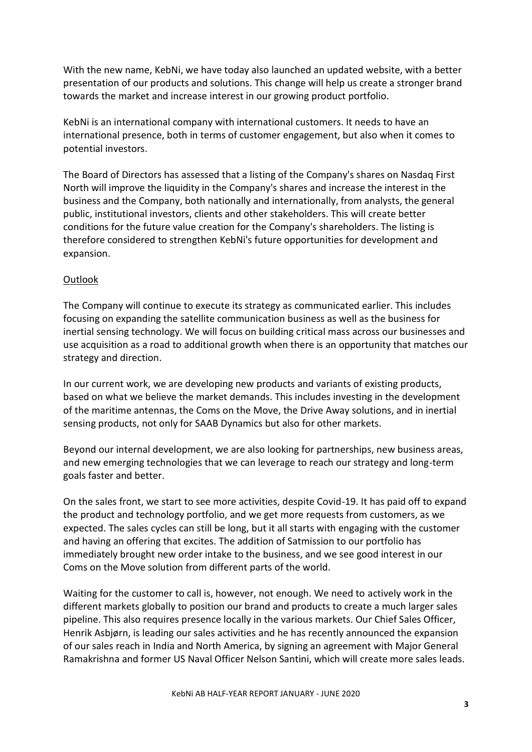With the new name, KebNi, we have today also launched an updated website, with a better presentation of our products and solutions. This change will help us create a stronger brand towards the market and increase interest in our growing product portfolio.

KebNi is an international company with international customers. It needs to have an international presence, both in terms of customer engagement, but also when it comes to potential investors.

The Board of Directors has assessed that a listing of the Company's shares on Nasdaq First North will improve the liquidity in the Company's shares and increase the interest in the business and the Company, both nationally and internationally, from analysts, the general public, institutional investors, clients and other stakeholders. This will create better conditions for the future value creation for the Company's shareholders. The listing is therefore considered to strengthen KebNi's future opportunities for development and expansion.

Outlook

The Company will continue to execute its strategy as communicated earlier. This includes focusing on expanding the satellite communication business as well as the business for inertial sensing technology. We will focus on building critical mass across our businesses and use acquisition as a road to additional growth when there is an opportunity that matches our strategy and direction.

In our current work, we are developing new products and variants of existing products, based on what we believe the market demands. This includes investing in the development of the maritime antennas, the Coms on the Move, the Drive Away solutions, and in inertial sensing products, not only for SAAB Dynamics but also for other markets.

Beyond our internal development, we are also looking for partnerships, new business areas, and new emerging technologies that we can leverage to reach our strategy and long-term goals faster and better.

On the sales front, we start to see more activities, despite Covid-19. It has paid off to expand the product and technology portfolio, and we get more requests from customers, as we expected. The sales cycles can still be long, but it all starts with engaging with the customer and having an offering that excites. The addition of Satmission to our portfolio has immediately brought new order intake to the business, and we see good interest in our Coms on the Move solution from different parts of the world.

Waiting for the customer to call is, however, not enough. We need to actively work in the different markets globally to position our brand and products to create a much larger sales pipeline. This also requires presence locally in the various markets. Our Chief Sales Officer, Henrik Asbjørn, is leading our sales activities and he has recently announced the expansion of our sales reach in India and North America, by signing an agreement with Major General Ramakrishna and former US Naval Officer Nelson Santini, which will create more sales leads.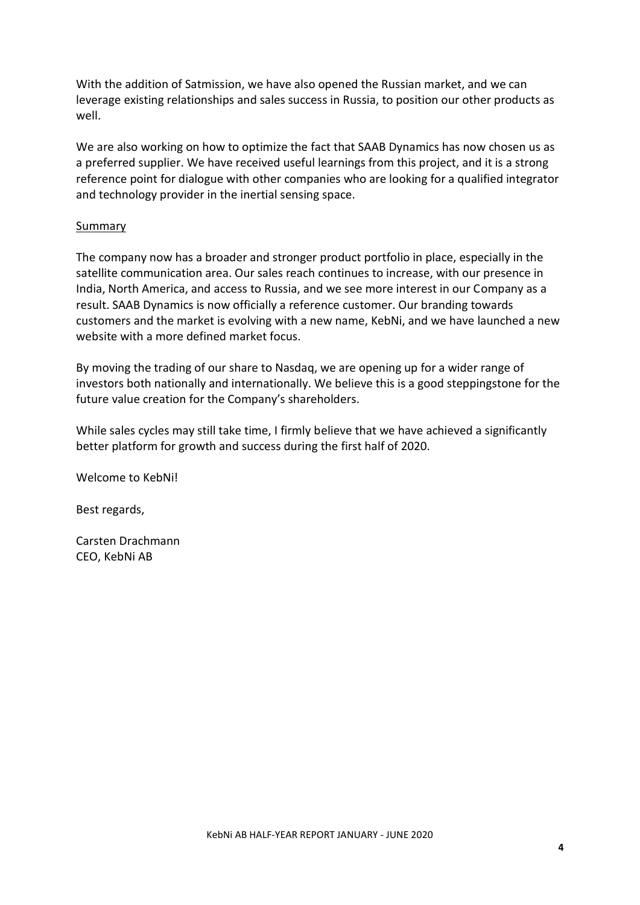With the addition of Satmission, we have also opened the Russian market, and we can leverage existing relationships and sales success in Russia, to position our other products as well.

We are also working on how to optimize the fact that SAAB Dynamics has now chosen us as a preferred supplier. We have received useful learnings from this project, and it is a strong reference point for dialogue with other companies who are looking for a qualified integrator and technology provider in the inertial sensing space.

<u>Summary</u>

The company now has a broader and stronger product portfolio in place, especially in the satellite communication area. Our sales reach continues to increase, with our presence in India, North America, and access to Russia, and we see more interest in our Company as a result. SAAB Dynamics is now officially a reference customer. Our branding towards customers and the market is evolving with a new name, KebNi, and we have launched a new website with a more defined market focus.

By moving the trading of our share to Nasdaq, we are opening up for a wider range of investors both nationally and internationally. We believe this is a good steppingstone for the future value creation for the Company's shareholders.

While sales cycles may still take time, I firmly believe that we have achieved a significantly better platform for growth and success during the first half of 2020.

Welcome to KebNi!

Best regards,

Carsten Drachmann
CEO, KebNi AB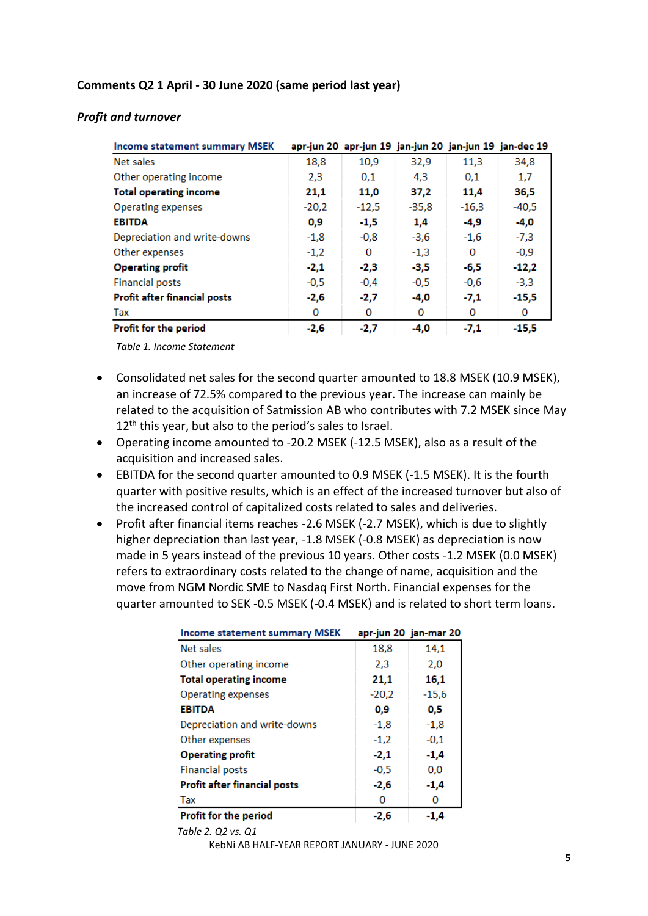**Comments Q2 1 April - 30 June 2020 (same period last year)**

***Profit and turnover***

| Income statement summary MSEK | apr-jun 20 | apr-jun 19 | jan-jun 20 | jan-jun 19 | jan-dec 19 |
|---|---|---|---|---|---|
| Net sales | 18,8 | 10,9 | 32,9 | 11,3 | 34,8 |
| Other operating income | 2,3 | 0,1 | 4,3 | 0,1 | 1,7 |
| **Total operating income** | **21,1** | **11,0** | **37,2** | **11,4** | **36,5** |
| Operating expenses | -20,2 | -12,5 | -35,8 | -16,3 | -40,5 |
| **EBITDA** | **0,9** | **-1,5** | **1,4** | **-4,9** | **-4,0** |
| Depreciation and write-downs | -1,8 | -0,8 | -3,6 | -1,6 | -7,3 |
| Other expenses | -1,2 | 0 | -1,3 | 0 | -0,9 |
| **Operating profit** | **-2,1** | **-2,3** | **-3,5** | **-6,5** | **-12,2** |
| Financial posts | -0,5 | -0,4 | -0,5 | -0,6 | -3,3 |
| **Profit after financial posts** | **-2,6** | **-2,7** | **-4,0** | **-7,1** | **-15,5** |
| Tax | 0 | 0 | 0 | 0 | 0 |
| **Profit for the period** | **-2,6** | **-2,7** | **-4,0** | **-7,1** | **-15,5** |

*Table 1. Income Statement*

- Consolidated net sales for the second quarter amounted to 18.8 MSEK (10.9 MSEK), an increase of 72.5% compared to the previous year. The increase can mainly be related to the acquisition of Satmission AB who contributes with 7.2 MSEK since May 12th this year, but also to the period's sales to Israel.
- Operating income amounted to -20.2 MSEK (-12.5 MSEK), also as a result of the acquisition and increased sales.
- EBITDA for the second quarter amounted to 0.9 MSEK (-1.5 MSEK). It is the fourth quarter with positive results, which is an effect of the increased turnover but also of the increased control of capitalized costs related to sales and deliveries.
- Profit after financial items reaches -2.6 MSEK (-2.7 MSEK), which is due to slightly higher depreciation than last year, -1.8 MSEK (-0.8 MSEK) as depreciation is now made in 5 years instead of the previous 10 years. Other costs -1.2 MSEK (0.0 MSEK) refers to extraordinary costs related to the change of name, acquisition and the move from NGM Nordic SME to Nasdaq First North. Financial expenses for the quarter amounted to SEK -0.5 MSEK (-0.4 MSEK) and is related to short term loans.

| Income statement summary MSEK | apr-jun 20 | jan-mar 20 |
|---|---|---|
| Net sales | 18,8 | 14,1 |
| Other operating income | 2,3 | 2,0 |
| **Total operating income** | **21,1** | **16,1** |
| Operating expenses | -20,2 | -15,6 |
| **EBITDA** | **0,9** | **0,5** |
| Depreciation and write-downs | -1,8 | -1,8 |
| Other expenses | -1,2 | -0,1 |
| **Operating profit** | **-2,1** | **-1,4** |
| Financial posts | -0,5 | 0,0 |
| **Profit after financial posts** | **-2,6** | **-1,4** |
| Tax | 0 | 0 |
| **Profit for the period** | **-2,6** | **-1,4** |

*Table 2. Q2 vs. Q1*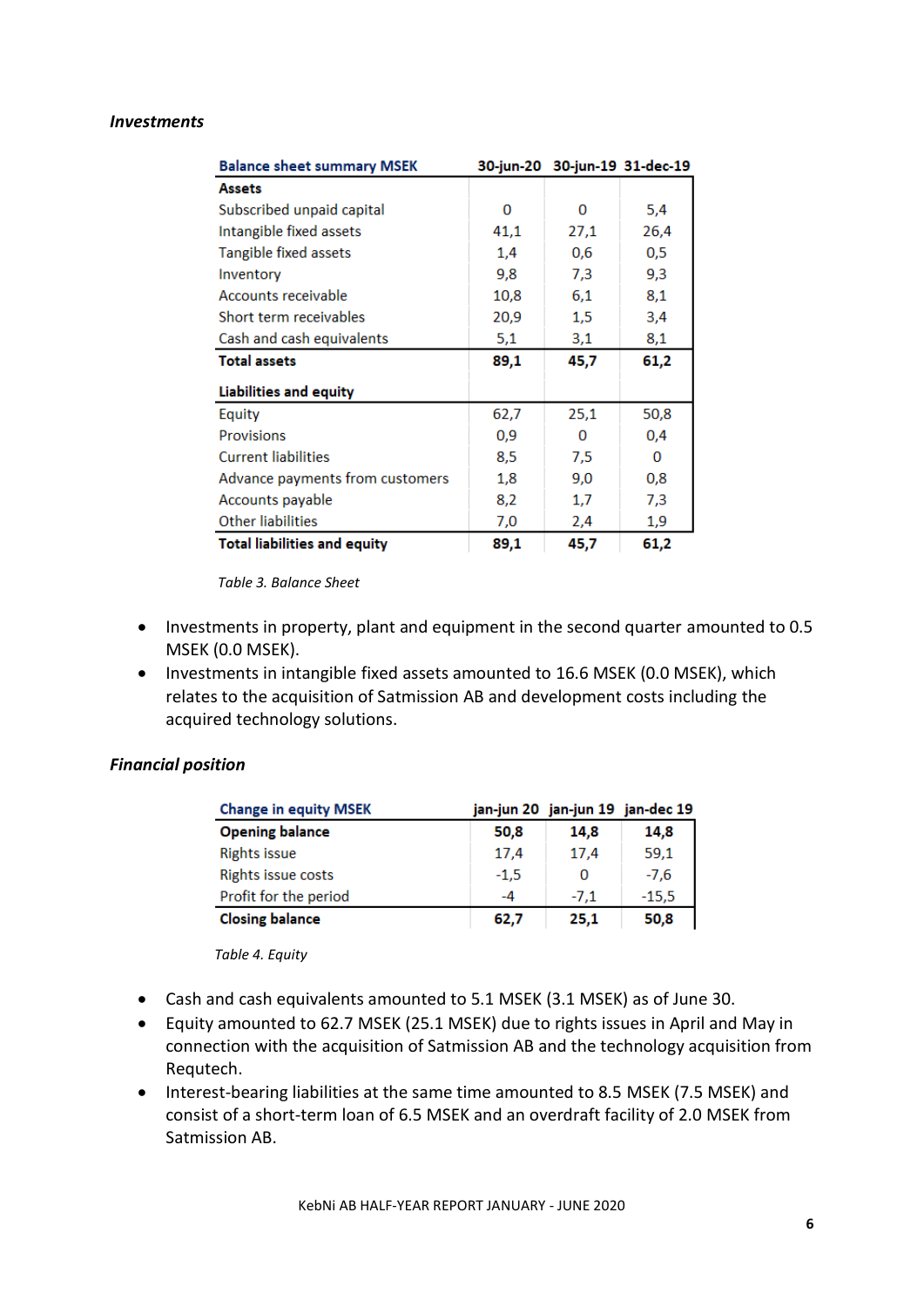*Investments*

| Balance sheet summary MSEK | 30-jun-20 | 30-jun-19 | 31-dec-19 |
|---|---|---|---|
| **Assets** | | | |
| Subscribed unpaid capital | 0 | 0 | 5,4 |
| Intangible fixed assets | 41,1 | 27,1 | 26,4 |
| Tangible fixed assets | 1,4 | 0,6 | 0,5 |
| Inventory | 9,8 | 7,3 | 9,3 |
| Accounts receivable | 10,8 | 6,1 | 8,1 |
| Short term receivables | 20,9 | 1,5 | 3,4 |
| Cash and cash equivalents | 5,1 | 3,1 | 8,1 |
| **Total assets** | **89,1** | **45,7** | **61,2** |
| **Liabilities and equity** | | | |
| Equity | 62,7 | 25,1 | 50,8 |
| Provisions | 0,9 | 0 | 0,4 |
| Current liabilities | 8,5 | 7,5 | 0 |
| Advance payments from customers | 1,8 | 9,0 | 0,8 |
| Accounts payable | 8,2 | 1,7 | 7,3 |
| Other liabilities | 7,0 | 2,4 | 1,9 |
| **Total liabilities and equity** | **89,1** | **45,7** | **61,2** |

*Table 3. Balance Sheet*

- Investments in property, plant and equipment in the second quarter amounted to 0.5 MSEK (0.0 MSEK).
- Investments in intangible fixed assets amounted to 16.6 MSEK (0.0 MSEK), which relates to the acquisition of Satmission AB and development costs including the acquired technology solutions.

*Financial position*

| Change in equity MSEK | jan-jun 20 | jan-jun 19 | jan-dec 19 |
|---|---|---|---|
| **Opening balance** | **50,8** | **14,8** | **14,8** |
| Rights issue | 17,4 | 17,4 | 59,1 |
| Rights issue costs | -1,5 | 0 | -7,6 |
| Profit for the period | -4 | -7,1 | -15,5 |
| **Closing balance** | **62,7** | **25,1** | **50,8** |

*Table 4. Equity*

- Cash and cash equivalents amounted to 5.1 MSEK (3.1 MSEK) as of June 30.
- Equity amounted to 62.7 MSEK (25.1 MSEK) due to rights issues in April and May in connection with the acquisition of Satmission AB and the technology acquisition from Requtech.
- Interest-bearing liabilities at the same time amounted to 8.5 MSEK (7.5 MSEK) and consist of a short-term loan of 6.5 MSEK and an overdraft facility of 2.0 MSEK from Satmission AB.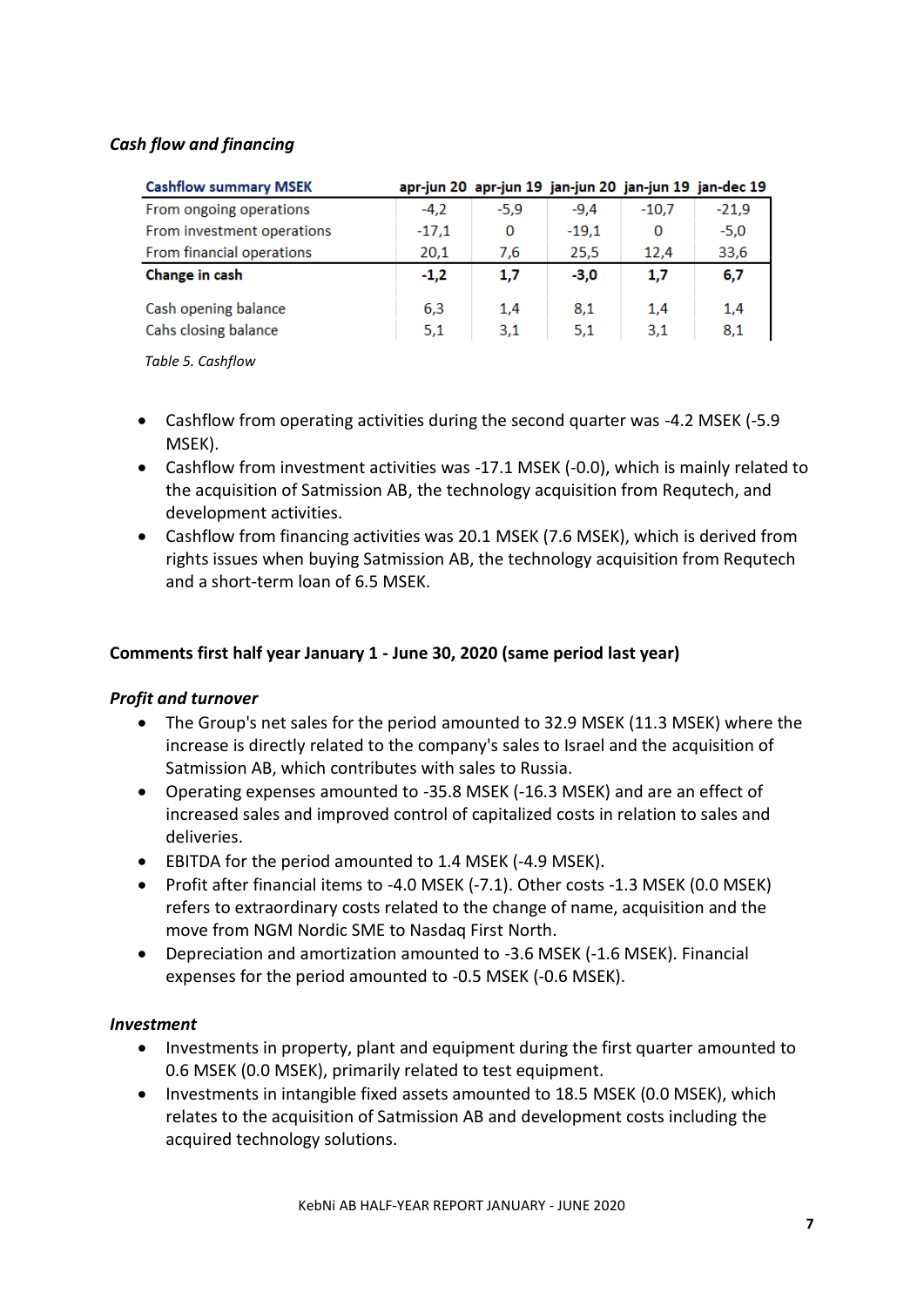*Cash flow and financing*

| Cashflow summary MSEK | apr-jun 20 | apr-jun 19 | jan-jun 20 | jan-jun 19 | jan-dec 19 |
|---|---|---|---|---|---|
| From ongoing operations | -4,2 | -5,9 | -9,4 | -10,7 | -21,9 |
| From investment operations | -17,1 | 0 | -19,1 | 0 | -5,0 |
| From financial operations | 20,1 | 7,6 | 25,5 | 12,4 | 33,6 |
| **Change in cash** | **-1,2** | **1,7** | **-3,0** | **1,7** | **6,7** |
| Cash opening balance | 6,3 | 1,4 | 8,1 | 1,4 | 1,4 |
| Cahs closing balance | 5,1 | 3,1 | 5,1 | 3,1 | 8,1 |

*Table 5. Cashflow*

- Cashflow from operating activities during the second quarter was -4.2 MSEK (-5.9 MSEK).
- Cashflow from investment activities was -17.1 MSEK (-0.0), which is mainly related to the acquisition of Satmission AB, the technology acquisition from Requtech, and development activities.
- Cashflow from financing activities was 20.1 MSEK (7.6 MSEK), which is derived from rights issues when buying Satmission AB, the technology acquisition from Requtech and a short-term loan of 6.5 MSEK.

**Comments first half year January 1 - June 30, 2020 (same period last year)**

*Profit and turnover*

- The Group's net sales for the period amounted to 32.9 MSEK (11.3 MSEK) where the increase is directly related to the company's sales to Israel and the acquisition of Satmission AB, which contributes with sales to Russia.
- Operating expenses amounted to -35.8 MSEK (-16.3 MSEK) and are an effect of increased sales and improved control of capitalized costs in relation to sales and deliveries.
- EBITDA for the period amounted to 1.4 MSEK (-4.9 MSEK).
- Profit after financial items to -4.0 MSEK (-7.1). Other costs -1.3 MSEK (0.0 MSEK) refers to extraordinary costs related to the change of name, acquisition and the move from NGM Nordic SME to Nasdaq First North.
- Depreciation and amortization amounted to -3.6 MSEK (-1.6 MSEK). Financial expenses for the period amounted to -0.5 MSEK (-0.6 MSEK).

*Investment*

- Investments in property, plant and equipment during the first quarter amounted to 0.6 MSEK (0.0 MSEK), primarily related to test equipment.
- Investments in intangible fixed assets amounted to 18.5 MSEK (0.0 MSEK), which relates to the acquisition of Satmission AB and development costs including the acquired technology solutions.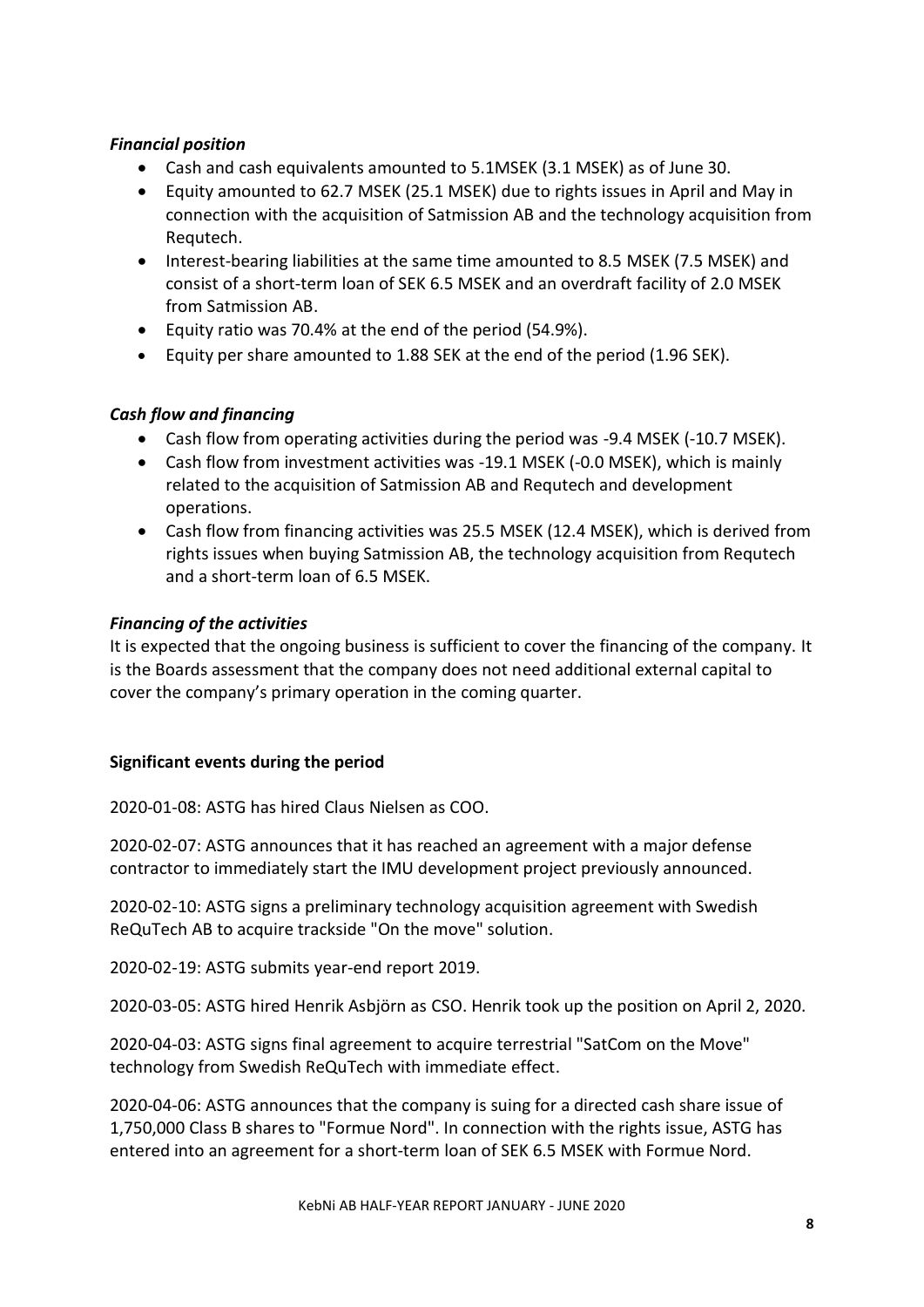### *Financial position*

- Cash and cash equivalents amounted to 5.1MSEK (3.1 MSEK) as of June 30.
- Equity amounted to 62.7 MSEK (25.1 MSEK) due to rights issues in April and May in connection with the acquisition of Satmission AB and the technology acquisition from Requtech.
- Interest-bearing liabilities at the same time amounted to 8.5 MSEK (7.5 MSEK) and consist of a short-term loan of SEK 6.5 MSEK and an overdraft facility of 2.0 MSEK from Satmission AB.
- Equity ratio was 70.4% at the end of the period (54.9%).
- Equity per share amounted to 1.88 SEK at the end of the period (1.96 SEK).

### *Cash flow and financing*

- Cash flow from operating activities during the period was -9.4 MSEK (-10.7 MSEK).
- Cash flow from investment activities was -19.1 MSEK (-0.0 MSEK), which is mainly related to the acquisition of Satmission AB and Requtech and development operations.
- Cash flow from financing activities was 25.5 MSEK (12.4 MSEK), which is derived from rights issues when buying Satmission AB, the technology acquisition from Requtech and a short-term loan of 6.5 MSEK.

### *Financing of the activities*

It is expected that the ongoing business is sufficient to cover the financing of the company. It is the Boards assessment that the company does not need additional external capital to cover the company's primary operation in the coming quarter.

## Significant events during the period

2020-01-08: ASTG has hired Claus Nielsen as COO.

2020-02-07: ASTG announces that it has reached an agreement with a major defense contractor to immediately start the IMU development project previously announced.

2020-02-10: ASTG signs a preliminary technology acquisition agreement with Swedish ReQuTech AB to acquire trackside "On the move" solution.

2020-02-19: ASTG submits year-end report 2019.

2020-03-05: ASTG hired Henrik Asbjörn as CSO. Henrik took up the position on April 2, 2020.

2020-04-03: ASTG signs final agreement to acquire terrestrial "SatCom on the Move" technology from Swedish ReQuTech with immediate effect.

2020-04-06: ASTG announces that the company is suing for a directed cash share issue of 1,750,000 Class B shares to "Formue Nord". In connection with the rights issue, ASTG has entered into an agreement for a short-term loan of SEK 6.5 MSEK with Formue Nord.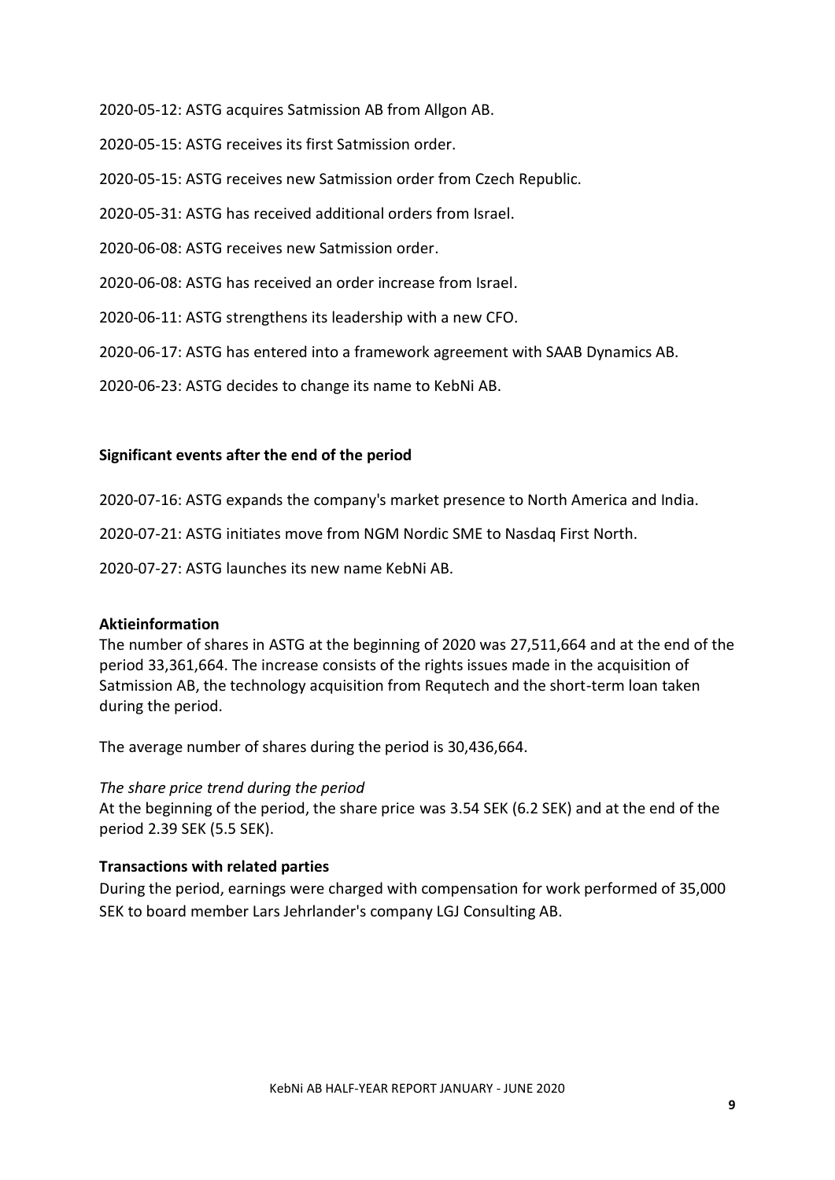2020-05-12: ASTG acquires Satmission AB from Allgon AB.

2020-05-15: ASTG receives its first Satmission order.

2020-05-15: ASTG receives new Satmission order from Czech Republic.

2020-05-31: ASTG has received additional orders from Israel.

2020-06-08: ASTG receives new Satmission order.

2020-06-08: ASTG has received an order increase from Israel.

2020-06-11: ASTG strengthens its leadership with a new CFO.

2020-06-17: ASTG has entered into a framework agreement with SAAB Dynamics AB.

2020-06-23: ASTG decides to change its name to KebNi AB.

**Significant events after the end of the period**

2020-07-16: ASTG expands the company's market presence to North America and India.

2020-07-21: ASTG initiates move from NGM Nordic SME to Nasdaq First North.

2020-07-27: ASTG launches its new name KebNi AB.

**Aktieinformation**

The number of shares in ASTG at the beginning of 2020 was 27,511,664 and at the end of the period 33,361,664. The increase consists of the rights issues made in the acquisition of Satmission AB, the technology acquisition from Requtech and the short-term loan taken during the period.

The average number of shares during the period is 30,436,664.

*The share price trend during the period*

At the beginning of the period, the share price was 3.54 SEK (6.2 SEK) and at the end of the period 2.39 SEK (5.5 SEK).

**Transactions with related parties**

During the period, earnings were charged with compensation for work performed of 35,000 SEK to board member Lars Jehrlander's company LGJ Consulting AB.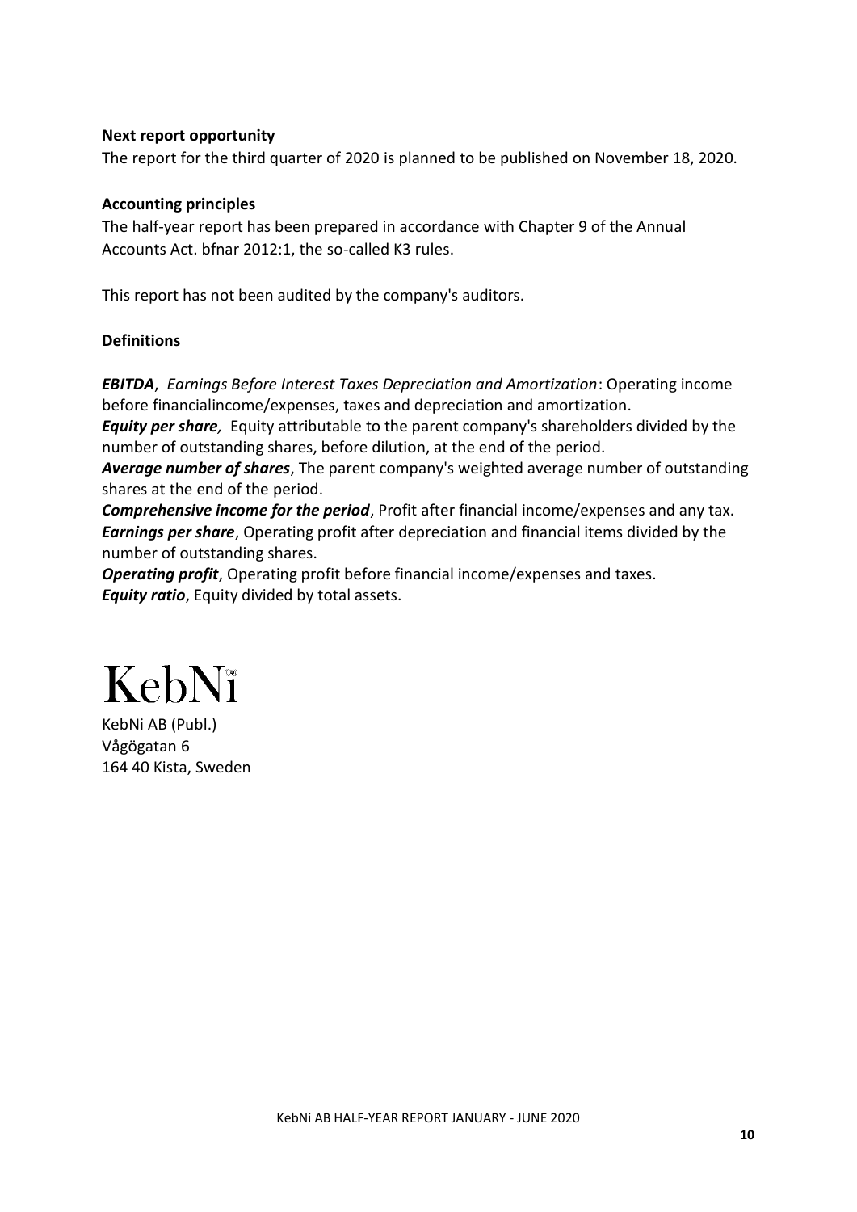**Next report opportunity**

The report for the third quarter of 2020 is planned to be published on November 18, 2020.

**Accounting principles**

The half-year report has been prepared in accordance with Chapter 9 of the Annual Accounts Act. bfnar 2012:1, the so-called K3 rules.

This report has not been audited by the company's auditors.

**Definitions**

***EBITDA***, *Earnings Before Interest Taxes Depreciation and Amortization*: Operating income before financialincome/expenses, taxes and depreciation and amortization.
***Equity per share,*** Equity attributable to the parent company's shareholders divided by the number of outstanding shares, before dilution, at the end of the period.
***Average number of shares***, The parent company's weighted average number of outstanding shares at the end of the period.
***Comprehensive income for the period***, Profit after financial income/expenses and any tax.
***Earnings per share***, Operating profit after depreciation and financial items divided by the number of outstanding shares.
***Operating profit***, Operating profit before financial income/expenses and taxes.
***Equity ratio***, Equity divided by total assets.

KebNi

KebNi AB (Publ.)
Vågögatan 6
164 40 Kista, Sweden